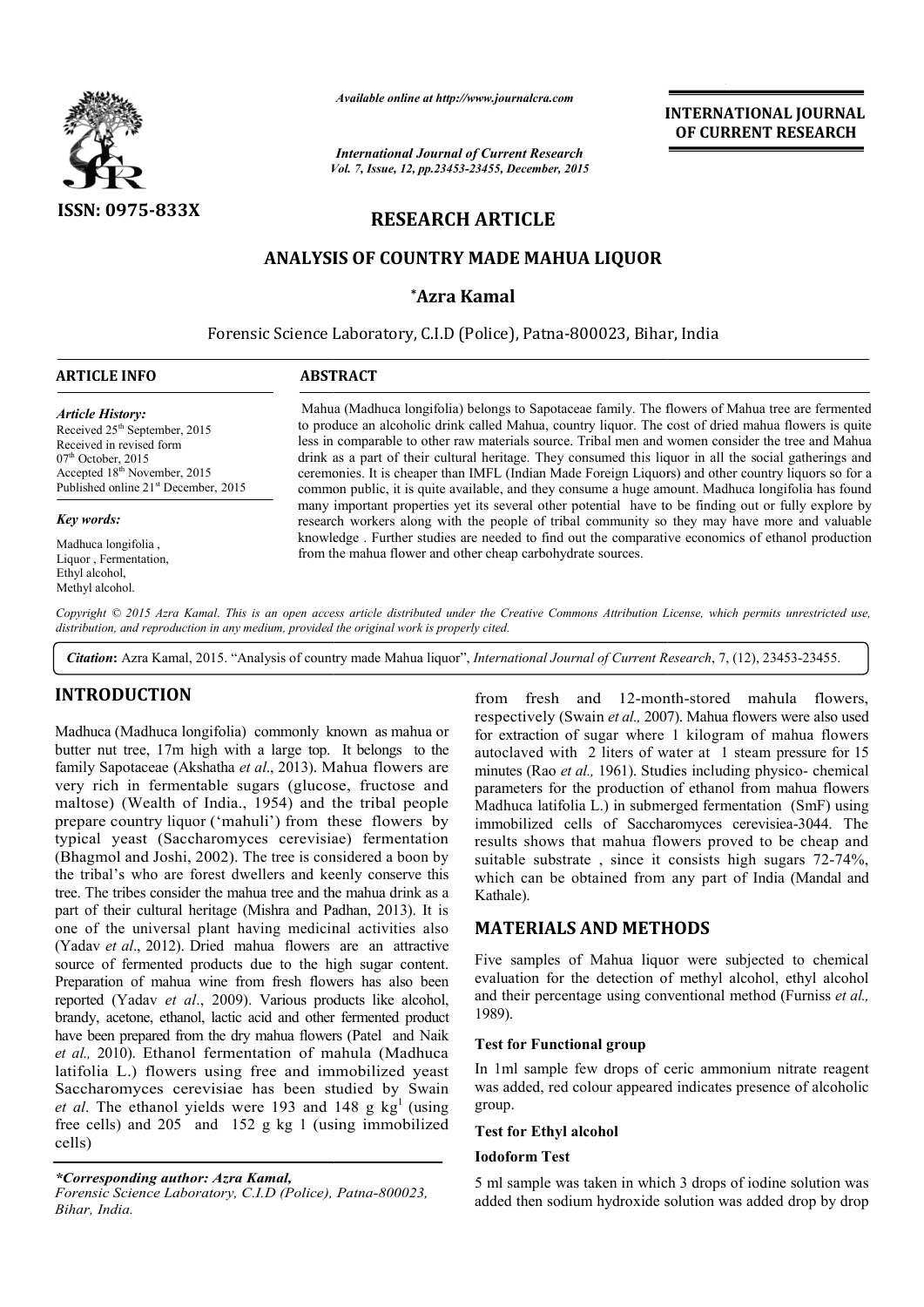*Available online at http://www.journalcra.com*

*International Journal of Current Research*

**ISSN: 0975-833X**

**INTERNATIONAL JOURNAL OF CURRENT RESEARCH**

# RESEARCH ARTICLE

# ANALYSIS OF COUNTRY MADE MAHUA LIQUOR

**\*Azra Kamal**

Forensic Science Laboratory, C.I.D (Police), Patna-800023, Bihar, India

**ARTICLE INFO**

*Article History:*
Received 25th September, 2015
Received in revised form
07th October, 2015
Accepted 18th November, 2015
Published online 21st December, 2015

*Key words:*
Madhuca longifolia,
Liquor, Fermentation,
Ethyl alcohol,
Methyl alcohol.

**ABSTRACT**

Mahua (Madhuca longifolia) belongs to Sapotaceae family. The flowers of Mahua tree are fermented to produce an alcoholic drink called Mahua, country liquor. The cost of dried mahua flowers is quite less in comparable to other raw materials source. Tribal men and women consider the tree and Mahua drink as a part of their cultural heritage. They consumed this liquor in all the social gatherings and ceremonies. It is cheaper than IMFL (Indian Made Foreign Liquors) and other country liquors so for a common public, it is quite available, and they consume a huge amount. Madhuca longifolia has found many important properties yet its several other potential have to be finding out or fully explore by research workers along with the people of tribal community so they may have more and valuable knowledge. Further studies are needed to find out the comparative economics of ethanol production from the mahua flower and other cheap carbohydrate sources.

*Copyright © 2015 Azra Kamal. This is an open access article distributed under the Creative Commons Attribution License, which permits unrestricted use, distribution, and reproduction in any medium, provided the original work is properly cited.*

**Citation:** Azra Kamal, 2015. "Analysis of country made Mahua liquor", *International Journal of Current Research*, 7, (12), 23453-23455.

## INTRODUCTION

Madhuca (Madhuca longifolia) commonly known as mahua or butter nut tree, 17m high with a large top. It belongs to the family Sapotaceae (Akshatha *et al*., 2013). Mahua flowers are very rich in fermentable sugars (glucose, fructose and maltose) (Wealth of India., 1954) and the tribal people prepare country liquor ('mahuli') from these flowers by typical yeast (Saccharomyces cerevisiae) fermentation (Bhagmol and Joshi, 2002). The tree is considered a boon by the tribal's who are forest dwellers and keenly conserve this tree. The tribes consider the mahua tree and the mahua drink as a part of their cultural heritage (Mishra and Padhan, 2013). It is one of the universal plant having medicinal activities also (Yadav *et al*., 2012). Dried mahua flowers are an attractive source of fermented products due to the high sugar content. Preparation of mahua wine from fresh flowers has also been reported (Yadav *et al*., 2009). Various products like alcohol, brandy, acetone, ethanol, lactic acid and other fermented product have been prepared from the dry mahua flowers (Patel and Naik *et al.,* 2010). Ethanol fermentation of mahula (Madhuca latifolia L.) flowers using free and immobilized yeast Saccharomyces cerevisiae has been studied by Swain *et al*. The ethanol yields were 193 and 148 g $kg^{1}$ (using free cells) and 205 and 152 g kg 1 (using immobilized cells) from fresh and 12-month-stored mahula flowers, respectively (Swain *et al.,* 2007). Mahua flowers were also used for extraction of sugar where 1 kilogram of mahua flowers autoclaved with 2 liters of water at 1 steam pressure for 15 minutes (Rao *et al.,* 1961). Studies including physico- chemical parameters for the production of ethanol from mahua flowers Madhuca latifolia L.) in submerged fermentation (SmF) using immobilized cells of Saccharomyces cerevisiea-3044. The results shows that mahua flowers proved to be cheap and suitable substrate , since it consists high sugars 72-74%, which can be obtained from any part of India (Mandal and Kathale).

## MATERIALS AND METHODS

Five samples of Mahua liquor were subjected to chemical evaluation for the detection of methyl alcohol, ethyl alcohol and their percentage using conventional method (Furniss *et al.,* 1989).

### Test for Functional group

In 1ml sample few drops of ceric ammonium nitrate reagent was added, red colour appeared indicates presence of alcoholic group.

### Test for Ethyl alcohol

#### Iodoform Test

5 ml sample was taken in which 3 drops of iodine solution was added then sodium hydroxide solution was added drop by drop

*\*Corresponding author: Azra Kamal,*
*Forensic Science Laboratory, C.I.D (Police), Patna-800023, Bihar, India.*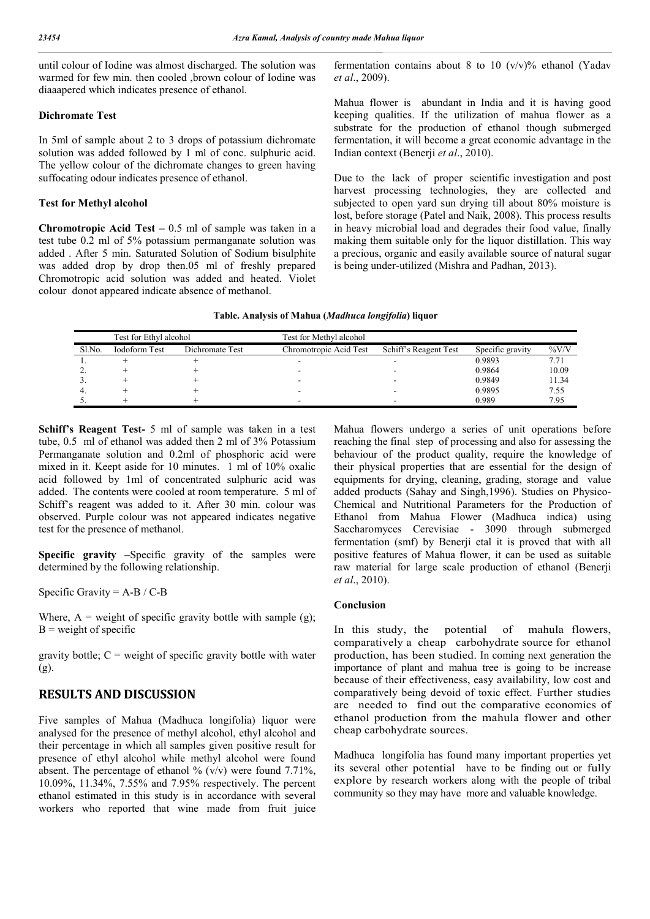until colour of Iodine was almost discharged. The solution was warmed for few min. then cooled ,brown colour of Iodine was diaaapered which indicates presence of ethanol.

### Dichromate Test

In 5ml of sample about 2 to 3 drops of potassium dichromate solution was added followed by 1 ml of conc. sulphuric acid. The yellow colour of the dichromate changes to green having suffocating odour indicates presence of ethanol.

### Test for Methyl alcohol

**Chromotropic Acid Test –** 0.5 ml of sample was taken in a test tube 0.2 ml of 5% potassium permanganate solution was added . After 5 min. Saturated Solution of Sodium bisulphite was added drop by drop then.05 ml of freshly prepared Chromotropic acid solution was added and heated. Violet colour donot appeared indicate absence of methanol.

**Schiff's Reagent Test-** 5 ml of sample was taken in a test tube, 0.5 ml of ethanol was added then 2 ml of 3% Potassium Permanganate solution and 0.2ml of phosphoric acid were mixed in it. Keept aside for 10 minutes. 1 ml of 10% oxalic acid followed by 1ml of concentrated sulphuric acid was added. The contents were cooled at room temperature. 5 ml of Schiff's reagent was added to it. After 30 min. colour was observed. Purple colour was not appeared indicates negative test for the presence of methanol.

**Specific gravity –**Specific gravity of the samples were determined by the following relationship.

Specific Gravity = A-B / C-B

Where, A = weight of specific gravity bottle with sample (g); B = weight of specific gravity bottle; C = weight of specific gravity bottle with water (g).

## RESULTS AND DISCUSSION

Five samples of Mahua (Madhuca longifolia) liquor were analysed for the presence of methyl alcohol, ethyl alcohol and their percentage in which all samples given positive result for presence of ethyl alcohol while methyl alcohol were found absent. The percentage of ethanol % (v/v) were found 7.71%, 10.09%, 11.34%, 7.55% and 7.95% respectively. The percent ethanol estimated in this study is in accordance with several workers who reported that wine made from fruit juice fermentation contains about 8 to 10 (v/v)% ethanol (Yadav *et al*., 2009).

Mahua flower is abundant in India and it is having good keeping qualities. If the utilization of mahua flower as a substrate for the production of ethanol though submerged fermentation, it will become a great economic advantage in the Indian context (Benerji *et al*., 2010).

Due to the lack of proper scientific investigation and post harvest processing technologies, they are collected and subjected to open yard sun drying till about 80% moisture is lost, before storage (Patel and Naik, 2008). This process results in heavy microbial load and degrades their food value, finally making them suitable only for the liquor distillation. This way a precious, organic and easily available source of natural sugar is being under-utilized (Mishra and Padhan, 2013).

**Table. Analysis of Mahua (*Madhuca longifolia*) liquor**

| | Test for Ethyl alcohol | | Test for Methyl alcohol | | | |
|---|---|---|---|---|---|---|
| Sl.No. | Iodoform Test | Dichromate Test | Chromotropic Acid Test | Schiff's Reagent Test | Specific gravity | %V/V |
| 1. | + | + | - | - | 0.9893 | 7.71 |
| 2. | + | + | - | - | 0.9864 | 10.09 |
| 3. | + | + | - | - | 0.9849 | 11.34 |
| 4. | + | + | - | - | 0.9895 | 7.55 |
| 5. | + | + | - | - | 0.989 | 7.95 |

Mahua flowers undergo a series of unit operations before reaching the final step of processing and also for assessing the behaviour of the product quality, require the knowledge of their physical properties that are essential for the design of equipments for drying, cleaning, grading, storage and value added products (Sahay and Singh,1996). Studies on Physico-Chemical and Nutritional Parameters for the Production of Ethanol from Mahua Flower (Madhuca indica) using Saccharomyces Cerevisiae - 3090 through submerged fermentation (smf) by Benerji etal it is proved that with all positive features of Mahua flower, it can be used as suitable raw material for large scale production of ethanol (Benerji *et al*., 2010).

### Conclusion

In this study, the potential of mahula flowers, comparatively a cheap carbohydrate source for ethanol production, has been studied. In coming next generation the importance of plant and mahua tree is going to be increase because of their effectiveness, easy availability, low cost and comparatively being devoid of toxic effect. Further studies are needed to find out the comparative economics of ethanol production from the mahula flower and other cheap carbohydrate sources.

Madhuca longifolia has found many important properties yet its several other potential have to be finding out or fully explore by research workers along with the people of tribal community so they may have more and valuable knowledge.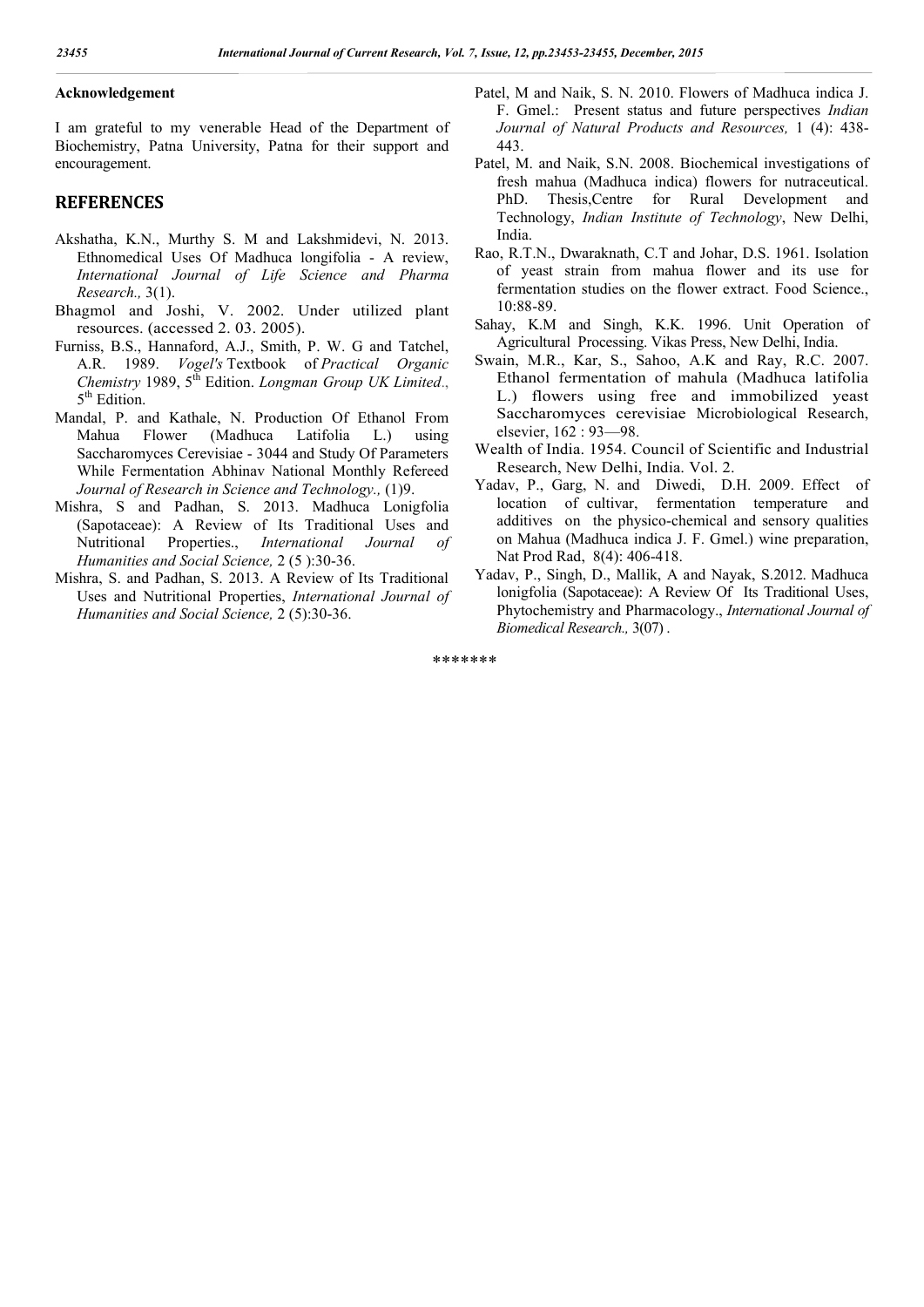**Acknowledgement**

I am grateful to my venerable Head of the Department of Biochemistry, Patna University, Patna for their support and encouragement.

## REFERENCES

Akshatha, K.N., Murthy S. M and Lakshmidevi, N. 2013. Ethnomedical Uses Of Madhuca longifolia - A review, *International Journal of Life Science and Pharma Research.,* 3(1).

Bhagmol and Joshi, V. 2002. Under utilized plant resources. (accessed 2. 03. 2005).

Furniss, B.S., Hannaford, A.J., Smith, P. W. G and Tatchel, A.R. 1989. *Vogel's* Textbook of *Practical Organic Chemistry* 1989, 5th Edition. *Longman Group UK Limited.,* 5th Edition.

Mandal, P. and Kathale, N. Production Of Ethanol From Mahua Flower (Madhuca Latifolia L.) using Saccharomyces Cerevisiae - 3044 and Study Of Parameters While Fermentation Abhinav National Monthly Refereed *Journal of Research in Science and Technology.,* (1)9.

Mishra, S and Padhan, S. 2013. Madhuca Lonigfolia (Sapotaceae): A Review of Its Traditional Uses and Nutritional Properties., *International Journal of Humanities and Social Science,* 2 (5 ):30-36.

Mishra, S. and Padhan, S. 2013. A Review of Its Traditional Uses and Nutritional Properties, *International Journal of Humanities and Social Science,* 2 (5):30-36.

Patel, M and Naik, S. N. 2010. Flowers of Madhuca indica J. F. Gmel.: Present status and future perspectives *Indian Journal of Natural Products and Resources,* 1 (4): 438-443.

Patel, M. and Naik, S.N. 2008. Biochemical investigations of fresh mahua (Madhuca indica) flowers for nutraceutical. PhD. Thesis,Centre for Rural Development and Technology, *Indian Institute of Technology*, New Delhi, India.

Rao, R.T.N., Dwaraknath, C.T and Johar, D.S. 1961. Isolation of yeast strain from mahua flower and its use for fermentation studies on the flower extract. Food Science., 10:88-89.

Sahay, K.M and Singh, K.K. 1996. Unit Operation of Agricultural Processing. Vikas Press, New Delhi, India.

Swain, M.R., Kar, S., Sahoo, A.K and Ray, R.C. 2007. Ethanol fermentation of mahula (Madhuca latifolia L.) flowers using free and immobilized yeast Saccharomyces cerevisiae Microbiological Research, elsevier, 162 : 93—98.

Wealth of India. 1954. Council of Scientific and Industrial Research, New Delhi, India. Vol. 2.

Yadav, P., Garg, N. and Diwedi, D.H. 2009. Effect of location of cultivar, fermentation temperature and additives on the physico-chemical and sensory qualities on Mahua (Madhuca indica J. F. Gmel.) wine preparation, Nat Prod Rad, 8(4): 406-418.

Yadav, P., Singh, D., Mallik, A and Nayak, S.2012. Madhuca lonigfolia (Sapotaceae): A Review Of Its Traditional Uses, Phytochemistry and Pharmacology., *International Journal of Biomedical Research.,* 3(07) .

\*\*\*\*\*\*\*